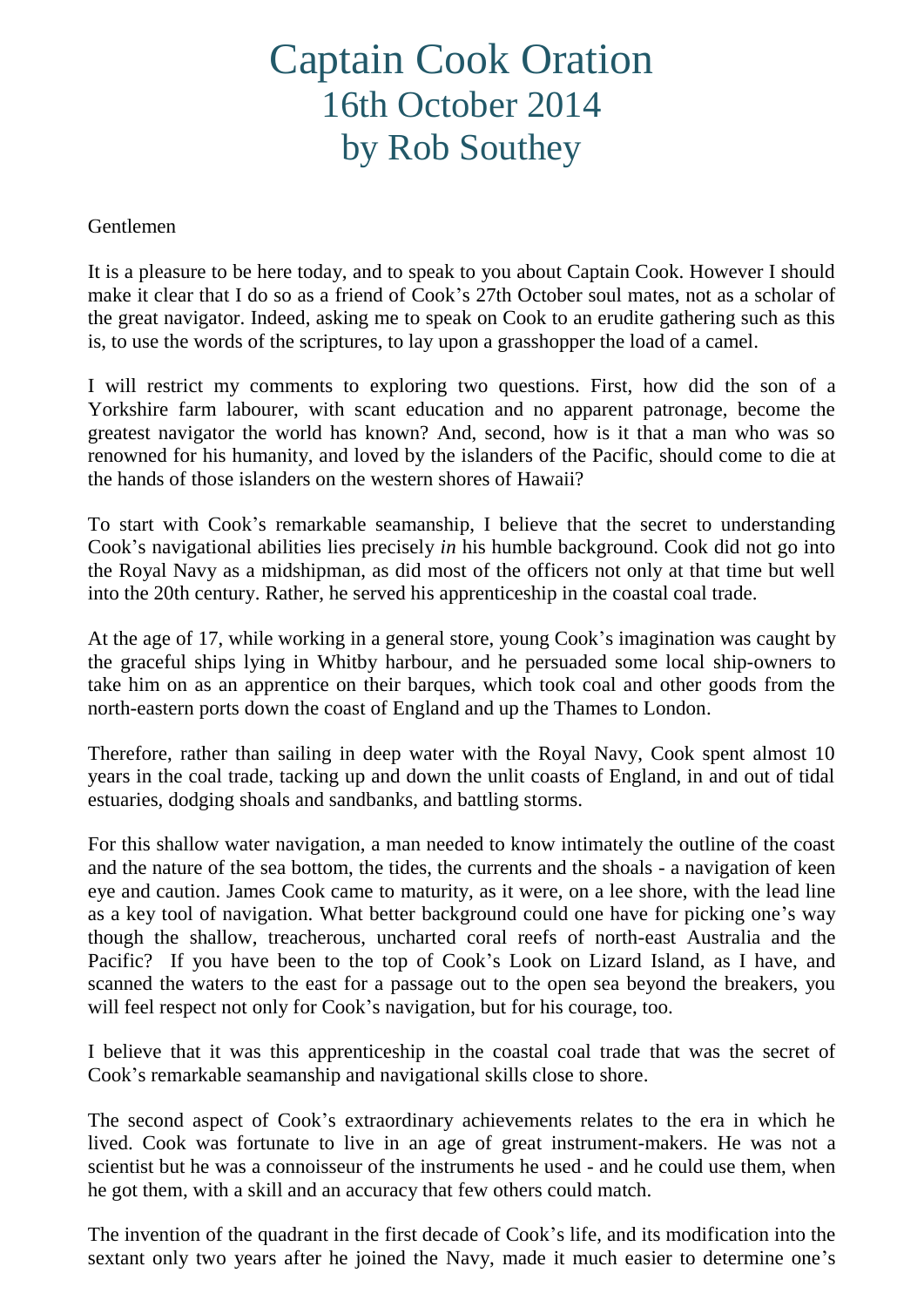# Captain Cook Oration
## 16th October 2014
## by Rob Southey

Gentlemen

It is a pleasure to be here today, and to speak to you about Captain Cook. However I should make it clear that I do so as a friend of Cook's 27th October soul mates, not as a scholar of the great navigator. Indeed, asking me to speak on Cook to an erudite gathering such as this is, to use the words of the scriptures, to lay upon a grasshopper the load of a camel.

I will restrict my comments to exploring two questions. First, how did the son of a Yorkshire farm labourer, with scant education and no apparent patronage, become the greatest navigator the world has known? And, second, how is it that a man who was so renowned for his humanity, and loved by the islanders of the Pacific, should come to die at the hands of those islanders on the western shores of Hawaii?

To start with Cook's remarkable seamanship, I believe that the secret to understanding Cook's navigational abilities lies precisely *in* his humble background. Cook did not go into the Royal Navy as a midshipman, as did most of the officers not only at that time but well into the 20th century. Rather, he served his apprenticeship in the coastal coal trade.

At the age of 17, while working in a general store, young Cook's imagination was caught by the graceful ships lying in Whitby harbour, and he persuaded some local ship-owners to take him on as an apprentice on their barques, which took coal and other goods from the north-eastern ports down the coast of England and up the Thames to London.

Therefore, rather than sailing in deep water with the Royal Navy, Cook spent almost 10 years in the coal trade, tacking up and down the unlit coasts of England, in and out of tidal estuaries, dodging shoals and sandbanks, and battling storms.

For this shallow water navigation, a man needed to know intimately the outline of the coast and the nature of the sea bottom, the tides, the currents and the shoals - a navigation of keen eye and caution. James Cook came to maturity, as it were, on a lee shore, with the lead line as a key tool of navigation. What better background could one have for picking one's way though the shallow, treacherous, uncharted coral reefs of north-east Australia and the Pacific? If you have been to the top of Cook's Look on Lizard Island, as I have, and scanned the waters to the east for a passage out to the open sea beyond the breakers, you will feel respect not only for Cook's navigation, but for his courage, too.

I believe that it was this apprenticeship in the coastal coal trade that was the secret of Cook's remarkable seamanship and navigational skills close to shore.

The second aspect of Cook's extraordinary achievements relates to the era in which he lived. Cook was fortunate to live in an age of great instrument-makers. He was not a scientist but he was a connoisseur of the instruments he used - and he could use them, when he got them, with a skill and an accuracy that few others could match.

The invention of the quadrant in the first decade of Cook's life, and its modification into the sextant only two years after he joined the Navy, made it much easier to determine one's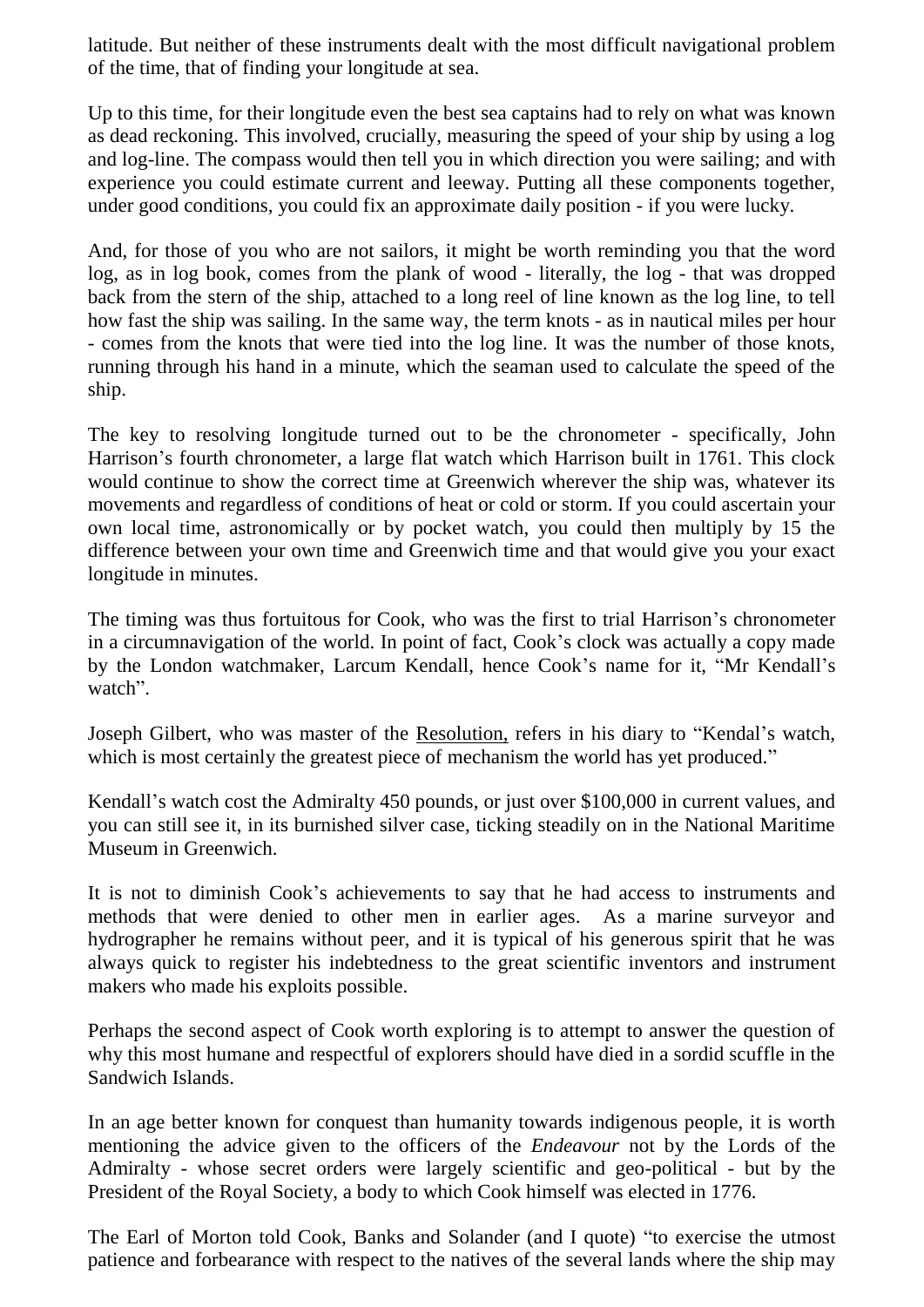latitude. But neither of these instruments dealt with the most difficult navigational problem of the time, that of finding your longitude at sea.

Up to this time, for their longitude even the best sea captains had to rely on what was known as dead reckoning. This involved, crucially, measuring the speed of your ship by using a log and log-line. The compass would then tell you in which direction you were sailing; and with experience you could estimate current and leeway. Putting all these components together, under good conditions, you could fix an approximate daily position - if you were lucky.

And, for those of you who are not sailors, it might be worth reminding you that the word log, as in log book, comes from the plank of wood - literally, the log - that was dropped back from the stern of the ship, attached to a long reel of line known as the log line, to tell how fast the ship was sailing. In the same way, the term knots - as in nautical miles per hour - comes from the knots that were tied into the log line. It was the number of those knots, running through his hand in a minute, which the seaman used to calculate the speed of the ship.

The key to resolving longitude turned out to be the chronometer - specifically, John Harrison's fourth chronometer, a large flat watch which Harrison built in 1761. This clock would continue to show the correct time at Greenwich wherever the ship was, whatever its movements and regardless of conditions of heat or cold or storm. If you could ascertain your own local time, astronomically or by pocket watch, you could then multiply by 15 the difference between your own time and Greenwich time and that would give you your exact longitude in minutes.

The timing was thus fortuitous for Cook, who was the first to trial Harrison's chronometer in a circumnavigation of the world. In point of fact, Cook's clock was actually a copy made by the London watchmaker, Larcum Kendall, hence Cook's name for it, "Mr Kendall's watch".

Joseph Gilbert, who was master of the Resolution, refers in his diary to "Kendal's watch, which is most certainly the greatest piece of mechanism the world has yet produced."

Kendall's watch cost the Admiralty 450 pounds, or just over $100,000 in current values, and you can still see it, in its burnished silver case, ticking steadily on in the National Maritime Museum in Greenwich.

It is not to diminish Cook's achievements to say that he had access to instruments and methods that were denied to other men in earlier ages. As a marine surveyor and hydrographer he remains without peer, and it is typical of his generous spirit that he was always quick to register his indebtedness to the great scientific inventors and instrument makers who made his exploits possible.

Perhaps the second aspect of Cook worth exploring is to attempt to answer the question of why this most humane and respectful of explorers should have died in a sordid scuffle in the Sandwich Islands.

In an age better known for conquest than humanity towards indigenous people, it is worth mentioning the advice given to the officers of the *Endeavour* not by the Lords of the Admiralty - whose secret orders were largely scientific and geo-political - but by the President of the Royal Society, a body to which Cook himself was elected in 1776.

The Earl of Morton told Cook, Banks and Solander (and I quote) "to exercise the utmost patience and forbearance with respect to the natives of the several lands where the ship may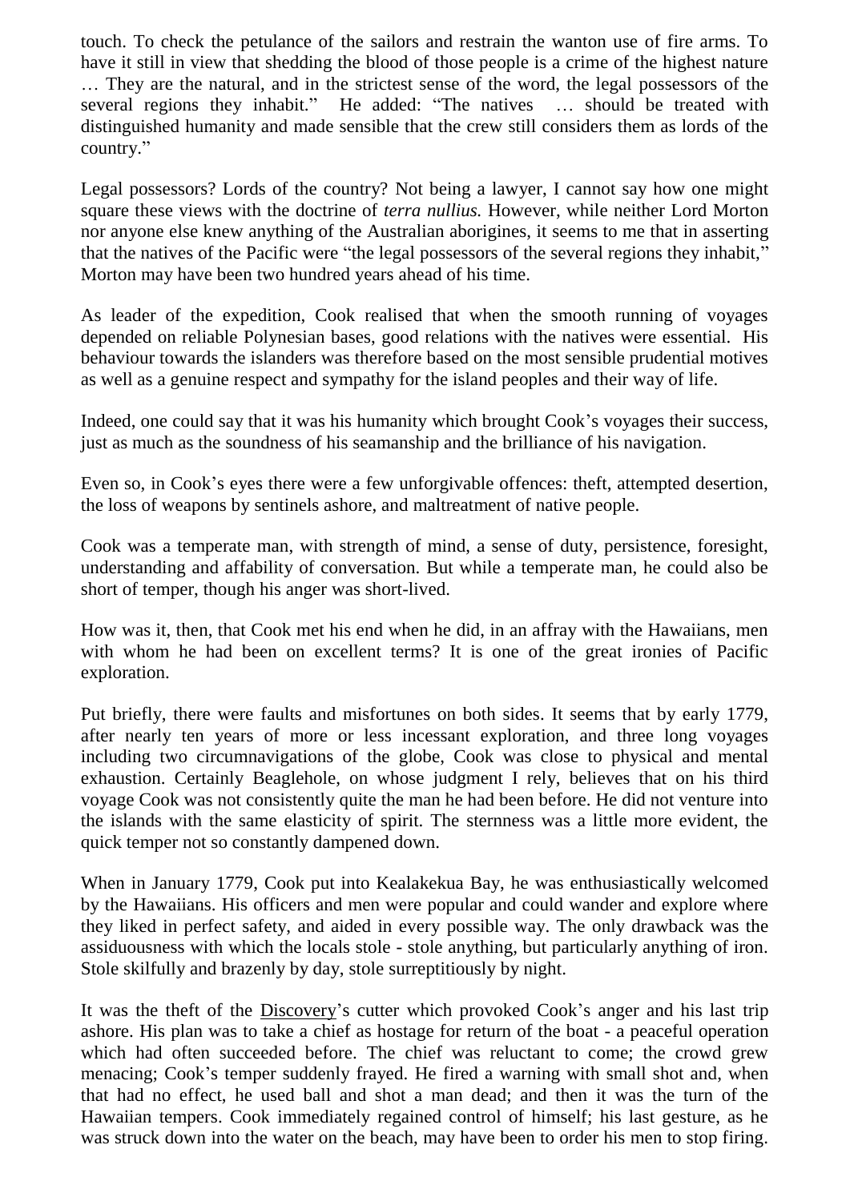touch. To check the petulance of the sailors and restrain the wanton use of fire arms. To have it still in view that shedding the blood of those people is a crime of the highest nature … They are the natural, and in the strictest sense of the word, the legal possessors of the several regions they inhabit." He added: "The natives … should be treated with distinguished humanity and made sensible that the crew still considers them as lords of the country."

Legal possessors? Lords of the country? Not being a lawyer, I cannot say how one might square these views with the doctrine of *terra nullius.* However, while neither Lord Morton nor anyone else knew anything of the Australian aborigines, it seems to me that in asserting that the natives of the Pacific were "the legal possessors of the several regions they inhabit," Morton may have been two hundred years ahead of his time.

As leader of the expedition, Cook realised that when the smooth running of voyages depended on reliable Polynesian bases, good relations with the natives were essential. His behaviour towards the islanders was therefore based on the most sensible prudential motives as well as a genuine respect and sympathy for the island peoples and their way of life.

Indeed, one could say that it was his humanity which brought Cook's voyages their success, just as much as the soundness of his seamanship and the brilliance of his navigation.

Even so, in Cook's eyes there were a few unforgivable offences: theft, attempted desertion, the loss of weapons by sentinels ashore, and maltreatment of native people.

Cook was a temperate man, with strength of mind, a sense of duty, persistence, foresight, understanding and affability of conversation. But while a temperate man, he could also be short of temper, though his anger was short-lived.

How was it, then, that Cook met his end when he did, in an affray with the Hawaiians, men with whom he had been on excellent terms? It is one of the great ironies of Pacific exploration.

Put briefly, there were faults and misfortunes on both sides. It seems that by early 1779, after nearly ten years of more or less incessant exploration, and three long voyages including two circumnavigations of the globe, Cook was close to physical and mental exhaustion. Certainly Beaglehole, on whose judgment I rely, believes that on his third voyage Cook was not consistently quite the man he had been before. He did not venture into the islands with the same elasticity of spirit. The sternness was a little more evident, the quick temper not so constantly dampened down.

When in January 1779, Cook put into Kealakekua Bay, he was enthusiastically welcomed by the Hawaiians. His officers and men were popular and could wander and explore where they liked in perfect safety, and aided in every possible way. The only drawback was the assiduousness with which the locals stole - stole anything, but particularly anything of iron. Stole skilfully and brazenly by day, stole surreptitiously by night.

It was the theft of the Discovery's cutter which provoked Cook's anger and his last trip ashore. His plan was to take a chief as hostage for return of the boat - a peaceful operation which had often succeeded before. The chief was reluctant to come; the crowd grew menacing; Cook's temper suddenly frayed. He fired a warning with small shot and, when that had no effect, he used ball and shot a man dead; and then it was the turn of the Hawaiian tempers. Cook immediately regained control of himself; his last gesture, as he was struck down into the water on the beach, may have been to order his men to stop firing.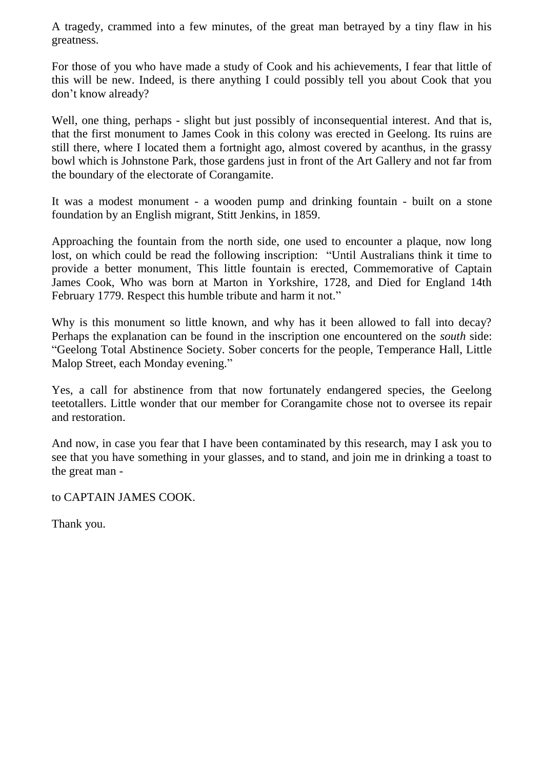A tragedy, crammed into a few minutes, of the great man betrayed by a tiny flaw in his greatness.

For those of you who have made a study of Cook and his achievements, I fear that little of this will be new. Indeed, is there anything I could possibly tell you about Cook that you don't know already?

Well, one thing, perhaps - slight but just possibly of inconsequential interest. And that is, that the first monument to James Cook in this colony was erected in Geelong. Its ruins are still there, where I located them a fortnight ago, almost covered by acanthus, in the grassy bowl which is Johnstone Park, those gardens just in front of the Art Gallery and not far from the boundary of the electorate of Corangamite.

It was a modest monument - a wooden pump and drinking fountain - built on a stone foundation by an English migrant, Stitt Jenkins, in 1859.

Approaching the fountain from the north side, one used to encounter a plaque, now long lost, on which could be read the following inscription: "Until Australians think it time to provide a better monument, This little fountain is erected, Commemorative of Captain James Cook, Who was born at Marton in Yorkshire, 1728, and Died for England 14th February 1779. Respect this humble tribute and harm it not."

Why is this monument so little known, and why has it been allowed to fall into decay? Perhaps the explanation can be found in the inscription one encountered on the *south* side: "Geelong Total Abstinence Society. Sober concerts for the people, Temperance Hall, Little Malop Street, each Monday evening."

Yes, a call for abstinence from that now fortunately endangered species, the Geelong teetotallers. Little wonder that our member for Corangamite chose not to oversee its repair and restoration.

And now, in case you fear that I have been contaminated by this research, may I ask you to see that you have something in your glasses, and to stand, and join me in drinking a toast to the great man -

to CAPTAIN JAMES COOK.

Thank you.